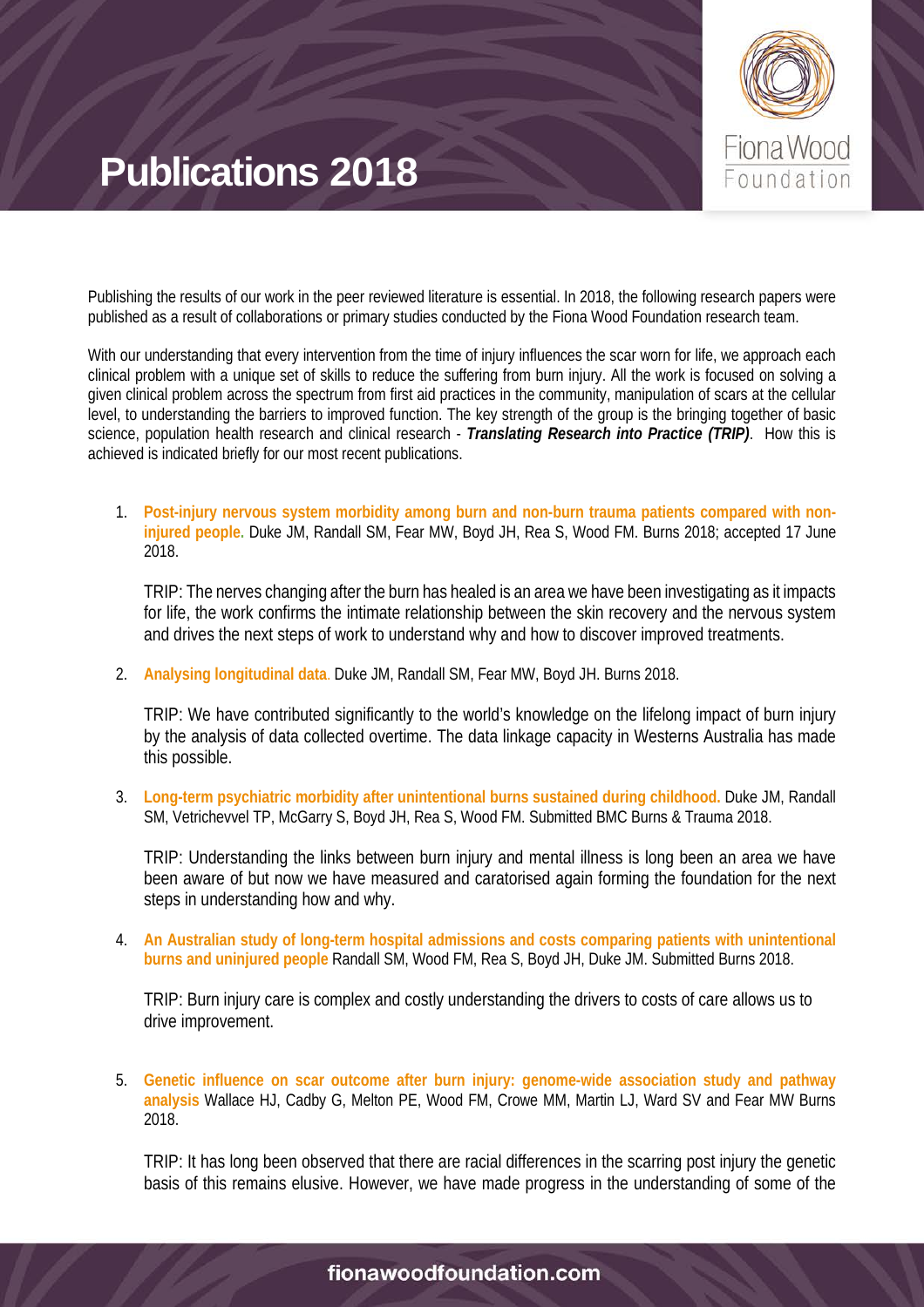# Publications 2018

Publishing the results of our work in the peer reviewed literature is essential. In 2018, the following research papers were published as a result of collaborations or primary studies conducted by the Fiona Wood Foundation research team.

With our understanding that every intervention from the time of injury influences the scar worn for life, we approach each clinical problem with a unique set of skills to reduce the suffering from burn injury. All the work is focused on solving a given clinical problem across the spectrum from first aid practices in the community, manipulation of scars at the cellular level, to understanding the barriers to improved function. The key strength of the group is the bringing together of basic science, population health research and clinical research - ***Translating Research into Practice (TRIP)***. How this is achieved is indicated briefly for our most recent publications.

1. **Post-injury nervous system morbidity among burn and non-burn trauma patients compared with non-injured people.** Duke JM, Randall SM, Fear MW, Boyd JH, Rea S, Wood FM. Burns 2018; accepted 17 June 2018.

   TRIP: The nerves changing after the burn has healed is an area we have been investigating as it impacts for life, the work confirms the intimate relationship between the skin recovery and the nervous system and drives the next steps of work to understand why and how to discover improved treatments.

2. **Analysing longitudinal data**. Duke JM, Randall SM, Fear MW, Boyd JH. Burns 2018.

   TRIP: We have contributed significantly to the world's knowledge on the lifelong impact of burn injury by the analysis of data collected overtime. The data linkage capacity in Westerns Australia has made this possible.

3. **Long-term psychiatric morbidity after unintentional burns sustained during childhood.** Duke JM, Randall SM, Vetrichevvel TP, McGarry S, Boyd JH, Rea S, Wood FM. Submitted BMC Burns & Trauma 2018.

   TRIP: Understanding the links between burn injury and mental illness is long been an area we have been aware of but now we have measured and caratorised again forming the foundation for the next steps in understanding how and why.

4. **An Australian study of long-term hospital admissions and costs comparing patients with unintentional burns and uninjured people** Randall SM, Wood FM, Rea S, Boyd JH, Duke JM. Submitted Burns 2018.

   TRIP: Burn injury care is complex and costly understanding the drivers to costs of care allows us to drive improvement.

5. **Genetic influence on scar outcome after burn injury: genome-wide association study and pathway analysis** Wallace HJ, Cadby G, Melton PE, Wood FM, Crowe MM, Martin LJ, Ward SV and Fear MW Burns 2018.

   TRIP: It has long been observed that there are racial differences in the scarring post injury the genetic basis of this remains elusive. However, we have made progress in the understanding of some of the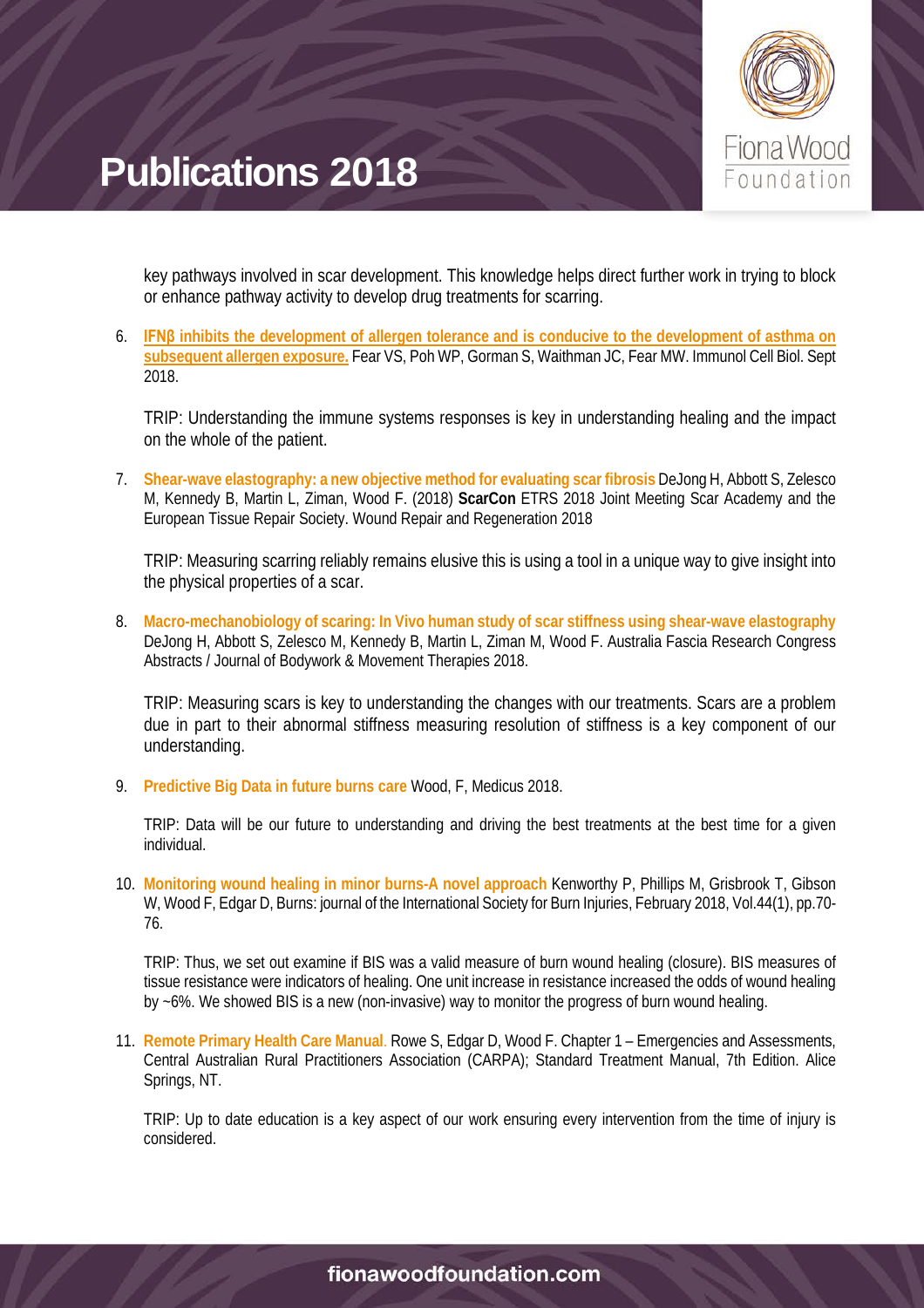# Publications 2018

key pathways involved in scar development. This knowledge helps direct further work in trying to block or enhance pathway activity to develop drug treatments for scarring.

6. **IFNβ inhibits the development of allergen tolerance and is conducive to the development of asthma on subsequent allergen exposure.** Fear VS, Poh WP, Gorman S, Waithman JC, Fear MW. Immunol Cell Biol. Sept 2018.

   TRIP: Understanding the immune systems responses is key in understanding healing and the impact on the whole of the patient.

7. **Shear-wave elastography: a new objective method for evaluating scar fibrosis** DeJong H, Abbott S, Zelesco M, Kennedy B, Martin L, Ziman, Wood F. (2018) **ScarCon** ETRS 2018 Joint Meeting Scar Academy and the European Tissue Repair Society. Wound Repair and Regeneration 2018

   TRIP: Measuring scarring reliably remains elusive this is using a tool in a unique way to give insight into the physical properties of a scar.

8. **Macro-mechanobiology of scaring: In Vivo human study of scar stiffness using shear-wave elastography** DeJong H, Abbott S, Zelesco M, Kennedy B, Martin L, Ziman M, Wood F. Australia Fascia Research Congress Abstracts / Journal of Bodywork & Movement Therapies 2018.

   TRIP: Measuring scars is key to understanding the changes with our treatments. Scars are a problem due in part to their abnormal stiffness measuring resolution of stiffness is a key component of our understanding.

9. **Predictive Big Data in future burns care** Wood, F, Medicus 2018.

   TRIP: Data will be our future to understanding and driving the best treatments at the best time for a given individual.

10. **Monitoring wound healing in minor burns-A novel approach** Kenworthy P, Phillips M, Grisbrook T, Gibson W, Wood F, Edgar D, Burns: journal of the International Society for Burn Injuries, February 2018, Vol.44(1), pp.70-76.

    TRIP: Thus, we set out examine if BIS was a valid measure of burn wound healing (closure). BIS measures of tissue resistance were indicators of healing. One unit increase in resistance increased the odds of wound healing by ~6%. We showed BIS is a new (non-invasive) way to monitor the progress of burn wound healing.

11. **Remote Primary Health Care Manual**. Rowe S, Edgar D, Wood F. Chapter 1 – Emergencies and Assessments, Central Australian Rural Practitioners Association (CARPA); Standard Treatment Manual, 7th Edition. Alice Springs, NT.

    TRIP: Up to date education is a key aspect of our work ensuring every intervention from the time of injury is considered.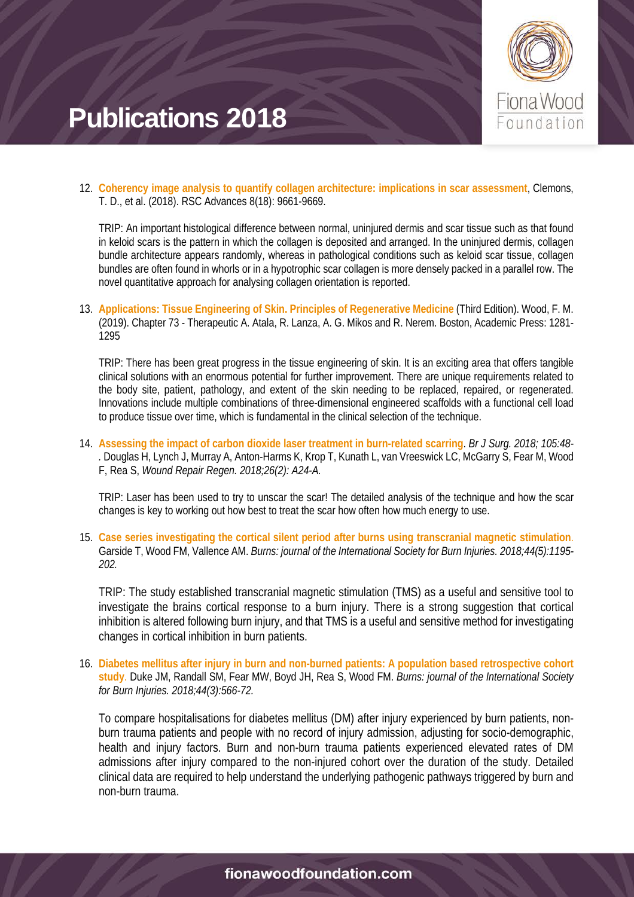# Publications 2018

12. **Coherency image analysis to quantify collagen architecture: implications in scar assessment**, Clemons, T. D., et al. (2018). RSC Advances 8(18): 9661-9669.

    TRIP: An important histological difference between normal, uninjured dermis and scar tissue such as that found in keloid scars is the pattern in which the collagen is deposited and arranged. In the uninjured dermis, collagen bundle architecture appears randomly, whereas in pathological conditions such as keloid scar tissue, collagen bundles are often found in whorls or in a hypotrophic scar collagen is more densely packed in a parallel row. The novel quantitative approach for analysing collagen orientation is reported.

13. **Applications: Tissue Engineering of Skin. Principles of Regenerative Medicine** (Third Edition). Wood, F. M. (2019). Chapter 73 - Therapeutic A. Atala, R. Lanza, A. G. Mikos and R. Nerem. Boston, Academic Press: 1281-1295

    TRIP: There has been great progress in the tissue engineering of skin. It is an exciting area that offers tangible clinical solutions with an enormous potential for further improvement. There are unique requirements related to the body site, patient, pathology, and extent of the skin needing to be replaced, repaired, or regenerated. Innovations include multiple combinations of three-dimensional engineered scaffolds with a functional cell load to produce tissue over time, which is fundamental in the clinical selection of the technique.

14. **Assessing the impact of carbon dioxide laser treatment in burn-related scarring**. *Br J Surg. 2018; 105:48-* . Douglas H, Lynch J, Murray A, Anton-Harms K, Krop T, Kunath L, van Vreeswick LC, McGarry S, Fear M, Wood F, Rea S, *Wound Repair Regen. 2018;26(2): A24-A.*

    TRIP: Laser has been used to try to unscar the scar! The detailed analysis of the technique and how the scar changes is key to working out how best to treat the scar how often how much energy to use.

15. **Case series investigating the cortical silent period after burns using transcranial magnetic stimulation**. Garside T, Wood FM, Vallence AM. *Burns: journal of the International Society for Burn Injuries. 2018;44(5):1195-202.*

    TRIP: The study established transcranial magnetic stimulation (TMS) as a useful and sensitive tool to investigate the brains cortical response to a burn injury. There is a strong suggestion that cortical inhibition is altered following burn injury, and that TMS is a useful and sensitive method for investigating changes in cortical inhibition in burn patients.

16. **Diabetes mellitus after injury in burn and non-burned patients: A population based retrospective cohort study**. Duke JM, Randall SM, Fear MW, Boyd JH, Rea S, Wood FM. *Burns: journal of the International Society for Burn Injuries. 2018;44(3):566-72.*

    To compare hospitalisations for diabetes mellitus (DM) after injury experienced by burn patients, non-burn trauma patients and people with no record of injury admission, adjusting for socio-demographic, health and injury factors. Burn and non-burn trauma patients experienced elevated rates of DM admissions after injury compared to the non-injured cohort over the duration of the study. Detailed clinical data are required to help understand the underlying pathogenic pathways triggered by burn and non-burn trauma.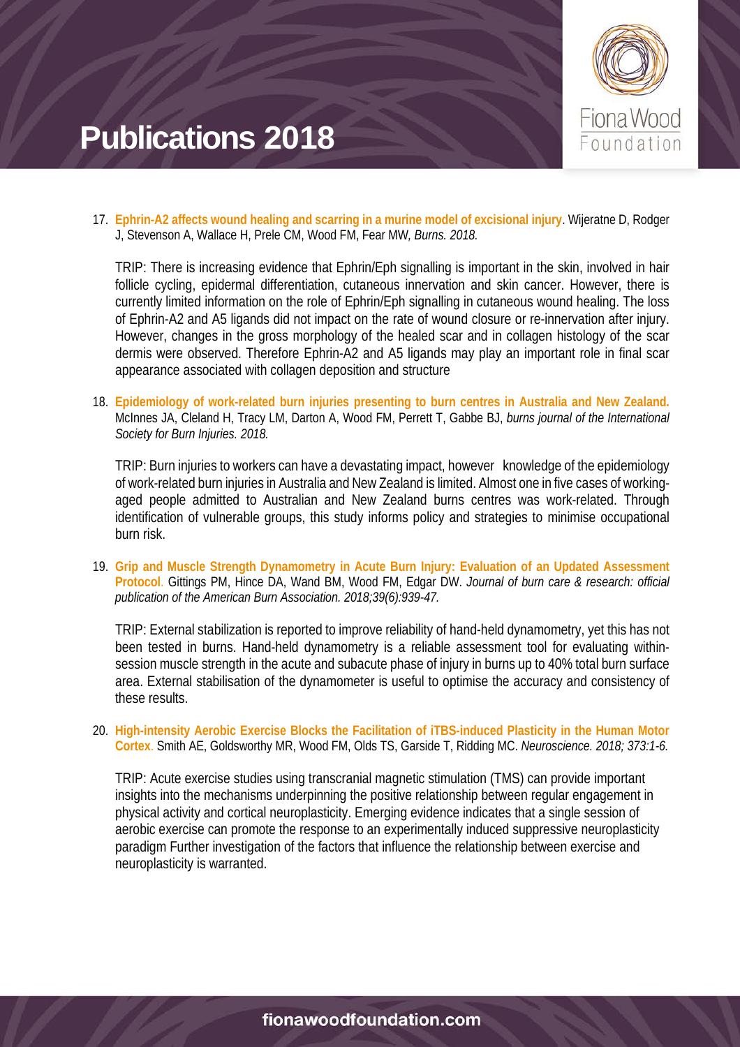# Publications 2018

17. **Ephrin-A2 affects wound healing and scarring in a murine model of excisional injury**. Wijeratne D, Rodger J, Stevenson A, Wallace H, Prele CM, Wood FM, Fear MW, *Burns. 2018.*

    TRIP: There is increasing evidence that Ephrin/Eph signalling is important in the skin, involved in hair follicle cycling, epidermal differentiation, cutaneous innervation and skin cancer. However, there is currently limited information on the role of Ephrin/Eph signalling in cutaneous wound healing. The loss of Ephrin-A2 and A5 ligands did not impact on the rate of wound closure or re-innervation after injury. However, changes in the gross morphology of the healed scar and in collagen histology of the scar dermis were observed. Therefore Ephrin-A2 and A5 ligands may play an important role in final scar appearance associated with collagen deposition and structure

18. **Epidemiology of work-related burn injuries presenting to burn centres in Australia and New Zealand.** McInnes JA, Cleland H, Tracy LM, Darton A, Wood FM, Perrett T, Gabbe BJ, *burns journal of the International Society for Burn Injuries. 2018.*

    TRIP: Burn injuries to workers can have a devastating impact, however knowledge of the epidemiology of work-related burn injuries in Australia and New Zealand is limited. Almost one in five cases of working-aged people admitted to Australian and New Zealand burns centres was work-related. Through identification of vulnerable groups, this study informs policy and strategies to minimise occupational burn risk.

19. **Grip and Muscle Strength Dynamometry in Acute Burn Injury: Evaluation of an Updated Assessment Protocol**. Gittings PM, Hince DA, Wand BM, Wood FM, Edgar DW. *Journal of burn care & research: official publication of the American Burn Association. 2018;39(6):939-47.*

    TRIP: External stabilization is reported to improve reliability of hand-held dynamometry, yet this has not been tested in burns. Hand-held dynamometry is a reliable assessment tool for evaluating within-session muscle strength in the acute and subacute phase of injury in burns up to 40% total burn surface area. External stabilisation of the dynamometer is useful to optimise the accuracy and consistency of these results.

20. **High-intensity Aerobic Exercise Blocks the Facilitation of iTBS-induced Plasticity in the Human Motor Cortex**. Smith AE, Goldsworthy MR, Wood FM, Olds TS, Garside T, Ridding MC. *Neuroscience. 2018; 373:1-6.*

    TRIP: Acute exercise studies using transcranial magnetic stimulation (TMS) can provide important insights into the mechanisms underpinning the positive relationship between regular engagement in physical activity and cortical neuroplasticity. Emerging evidence indicates that a single session of aerobic exercise can promote the response to an experimentally induced suppressive neuroplasticity paradigm Further investigation of the factors that influence the relationship between exercise and neuroplasticity is warranted.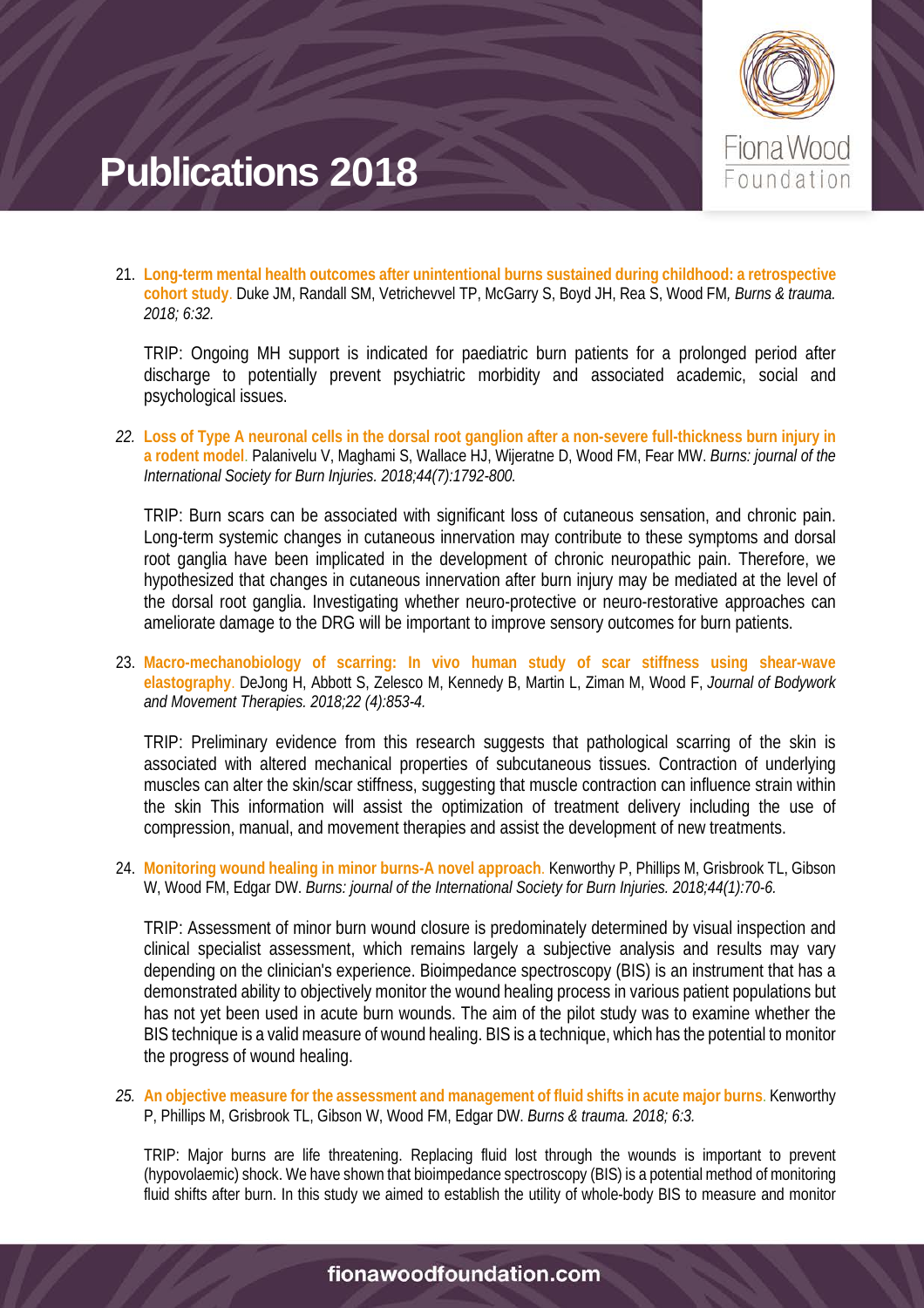# Publications 2018

21. **Long-term mental health outcomes after unintentional burns sustained during childhood: a retrospective cohort study**. Duke JM, Randall SM, Vetrichevvel TP, McGarry S, Boyd JH, Rea S, Wood FM, *Burns & trauma. 2018; 6:32.*

    TRIP: Ongoing MH support is indicated for paediatric burn patients for a prolonged period after discharge to potentially prevent psychiatric morbidity and associated academic, social and psychological issues.

22. **Loss of Type A neuronal cells in the dorsal root ganglion after a non-severe full-thickness burn injury in a rodent model**. Palanivelu V, Maghami S, Wallace HJ, Wijeratne D, Wood FM, Fear MW. *Burns: journal of the International Society for Burn Injuries. 2018;44(7):1792-800.*

    TRIP: Burn scars can be associated with significant loss of cutaneous sensation, and chronic pain. Long-term systemic changes in cutaneous innervation may contribute to these symptoms and dorsal root ganglia have been implicated in the development of chronic neuropathic pain. Therefore, we hypothesized that changes in cutaneous innervation after burn injury may be mediated at the level of the dorsal root ganglia. Investigating whether neuro-protective or neuro-restorative approaches can ameliorate damage to the DRG will be important to improve sensory outcomes for burn patients.

23. **Macro-mechanobiology of scarring: In vivo human study of scar stiffness using shear-wave elastography**. DeJong H, Abbott S, Zelesco M, Kennedy B, Martin L, Ziman M, Wood F, *Journal of Bodywork and Movement Therapies. 2018;22 (4):853-4.*

    TRIP: Preliminary evidence from this research suggests that pathological scarring of the skin is associated with altered mechanical properties of subcutaneous tissues. Contraction of underlying muscles can alter the skin/scar stiffness, suggesting that muscle contraction can influence strain within the skin This information will assist the optimization of treatment delivery including the use of compression, manual, and movement therapies and assist the development of new treatments.

24. **Monitoring wound healing in minor burns-A novel approach**. Kenworthy P, Phillips M, Grisbrook TL, Gibson W, Wood FM, Edgar DW. *Burns: journal of the International Society for Burn Injuries. 2018;44(1):70-6.*

    TRIP: Assessment of minor burn wound closure is predominately determined by visual inspection and clinical specialist assessment, which remains largely a subjective analysis and results may vary depending on the clinician's experience. Bioimpedance spectroscopy (BIS) is an instrument that has a demonstrated ability to objectively monitor the wound healing process in various patient populations but has not yet been used in acute burn wounds. The aim of the pilot study was to examine whether the BIS technique is a valid measure of wound healing. BIS is a technique, which has the potential to monitor the progress of wound healing.

25. **An objective measure for the assessment and management of fluid shifts in acute major burns**. Kenworthy P, Phillips M, Grisbrook TL, Gibson W, Wood FM, Edgar DW. *Burns & trauma. 2018; 6:3.*

    TRIP: Major burns are life threatening. Replacing fluid lost through the wounds is important to prevent (hypovolaemic) shock. We have shown that bioimpedance spectroscopy (BIS) is a potential method of monitoring fluid shifts after burn. In this study we aimed to establish the utility of whole-body BIS to measure and monitor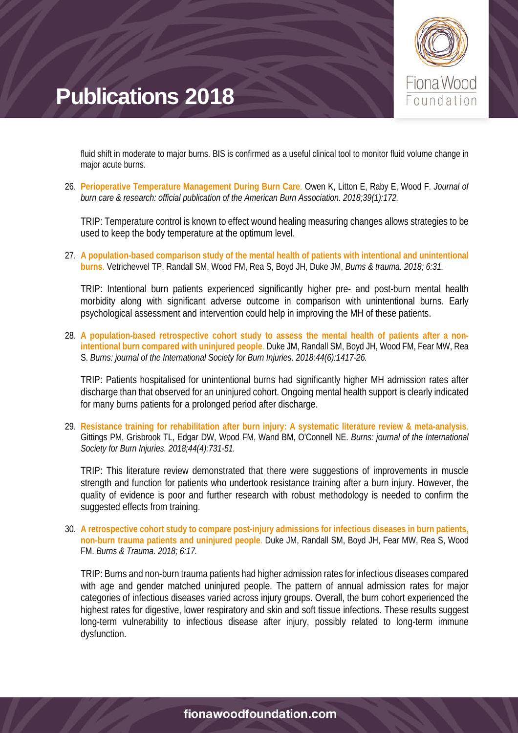fluid shift in moderate to major burns. BIS is confirmed as a useful clinical tool to monitor fluid volume change in major acute burns.

26. **Perioperative Temperature Management During Burn Care**. Owen K, Litton E, Raby E, Wood F. *Journal of burn care & research: official publication of the American Burn Association. 2018;39(1):172.*

    TRIP: Temperature control is known to effect wound healing measuring changes allows strategies to be used to keep the body temperature at the optimum level.

27. **A population-based comparison study of the mental health of patients with intentional and unintentional burns**. Vetrichevvel TP, Randall SM, Wood FM, Rea S, Boyd JH, Duke JM, *Burns & trauma. 2018; 6:31.*

    TRIP: Intentional burn patients experienced significantly higher pre- and post-burn mental health morbidity along with significant adverse outcome in comparison with unintentional burns. Early psychological assessment and intervention could help in improving the MH of these patients.

28. **A population-based retrospective cohort study to assess the mental health of patients after a non-intentional burn compared with uninjured people**. Duke JM, Randall SM, Boyd JH, Wood FM, Fear MW, Rea S. *Burns: journal of the International Society for Burn Injuries. 2018;44(6):1417-26.*

    TRIP: Patients hospitalised for unintentional burns had significantly higher MH admission rates after discharge than that observed for an uninjured cohort. Ongoing mental health support is clearly indicated for many burns patients for a prolonged period after discharge.

29. **Resistance training for rehabilitation after burn injury: A systematic literature review & meta-analysis**. Gittings PM, Grisbrook TL, Edgar DW, Wood FM, Wand BM, O'Connell NE. *Burns: journal of the International Society for Burn Injuries. 2018;44(4):731-51.*

    TRIP: This literature review demonstrated that there were suggestions of improvements in muscle strength and function for patients who undertook resistance training after a burn injury. However, the quality of evidence is poor and further research with robust methodology is needed to confirm the suggested effects from training.

30. **A retrospective cohort study to compare post-injury admissions for infectious diseases in burn patients, non-burn trauma patients and uninjured people**. Duke JM, Randall SM, Boyd JH, Fear MW, Rea S, Wood FM. *Burns & Trauma. 2018; 6:17.*

    TRIP: Burns and non-burn trauma patients had higher admission rates for infectious diseases compared with age and gender matched uninjured people. The pattern of annual admission rates for major categories of infectious diseases varied across injury groups. Overall, the burn cohort experienced the highest rates for digestive, lower respiratory and skin and soft tissue infections. These results suggest long-term vulnerability to infectious disease after injury, possibly related to long-term immune dysfunction.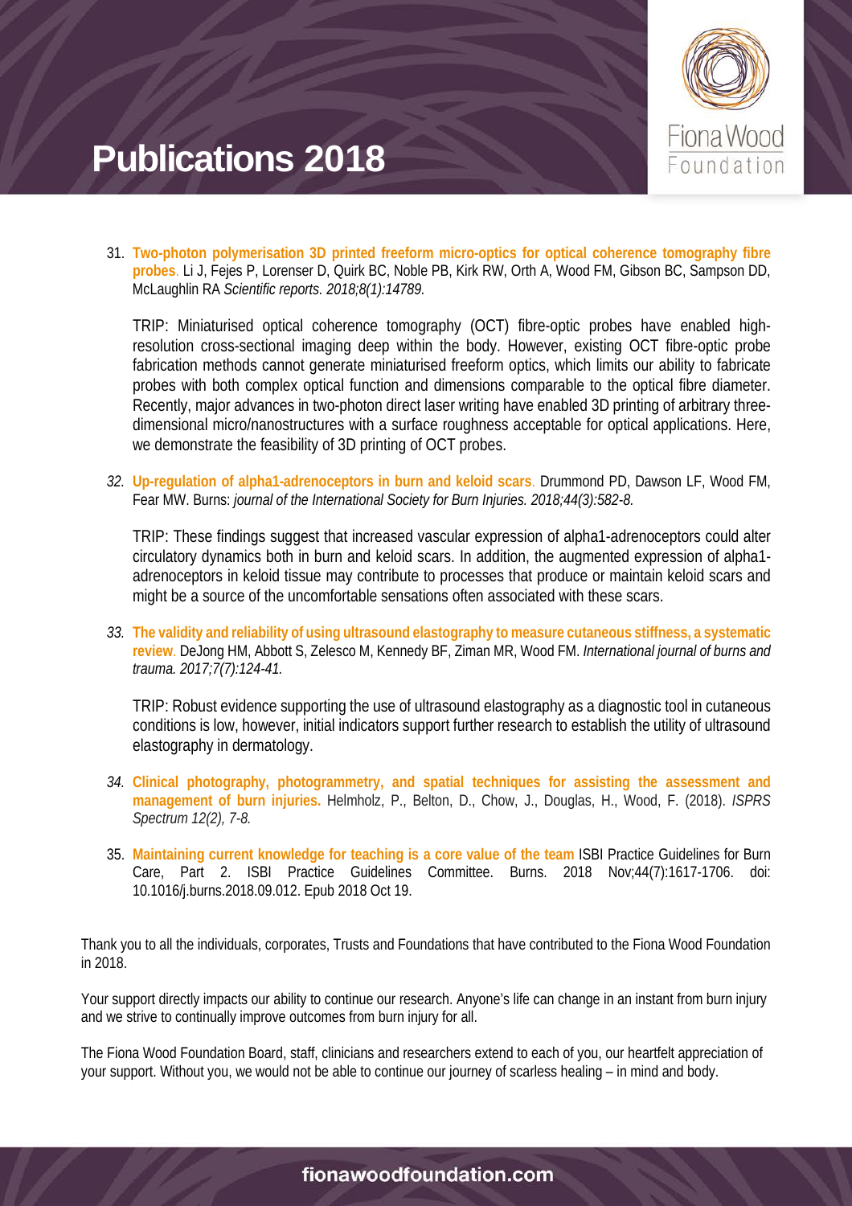# Publications 2018

31. **Two-photon polymerisation 3D printed freeform micro-optics for optical coherence tomography fibre probes**. Li J, Fejes P, Lorenser D, Quirk BC, Noble PB, Kirk RW, Orth A, Wood FM, Gibson BC, Sampson DD, McLaughlin RA *Scientific reports. 2018;8(1):14789.*

    TRIP: Miniaturised optical coherence tomography (OCT) fibre-optic probes have enabled high-resolution cross-sectional imaging deep within the body. However, existing OCT fibre-optic probe fabrication methods cannot generate miniaturised freeform optics, which limits our ability to fabricate probes with both complex optical function and dimensions comparable to the optical fibre diameter. Recently, major advances in two-photon direct laser writing have enabled 3D printing of arbitrary three-dimensional micro/nanostructures with a surface roughness acceptable for optical applications. Here, we demonstrate the feasibility of 3D printing of OCT probes.

32. **Up-regulation of alpha1-adrenoceptors in burn and keloid scars**. Drummond PD, Dawson LF, Wood FM, Fear MW. Burns: *journal of the International Society for Burn Injuries. 2018;44(3):582-8.*

    TRIP: These findings suggest that increased vascular expression of alpha1-adrenoceptors could alter circulatory dynamics both in burn and keloid scars. In addition, the augmented expression of alpha1-adrenoceptors in keloid tissue may contribute to processes that produce or maintain keloid scars and might be a source of the uncomfortable sensations often associated with these scars.

33. **The validity and reliability of using ultrasound elastography to measure cutaneous stiffness, a systematic review**. DeJong HM, Abbott S, Zelesco M, Kennedy BF, Ziman MR, Wood FM. *International journal of burns and trauma. 2017;7(7):124-41.*

    TRIP: Robust evidence supporting the use of ultrasound elastography as a diagnostic tool in cutaneous conditions is low, however, initial indicators support further research to establish the utility of ultrasound elastography in dermatology.

34. **Clinical photography, photogrammetry, and spatial techniques for assisting the assessment and management of burn injuries.** Helmholz, P., Belton, D., Chow, J., Douglas, H., Wood, F. (2018). *ISPRS Spectrum 12(2), 7-8.*

35. **Maintaining current knowledge for teaching is a core value of the team** ISBI Practice Guidelines for Burn Care, Part 2. ISBI Practice Guidelines Committee. Burns. 2018 Nov;44(7):1617-1706. doi: 10.1016/j.burns.2018.09.012. Epub 2018 Oct 19.

Thank you to all the individuals, corporates, Trusts and Foundations that have contributed to the Fiona Wood Foundation in 2018.

Your support directly impacts our ability to continue our research. Anyone's life can change in an instant from burn injury and we strive to continually improve outcomes from burn injury for all.

The Fiona Wood Foundation Board, staff, clinicians and researchers extend to each of you, our heartfelt appreciation of your support. Without you, we would not be able to continue our journey of scarless healing – in mind and body.

fionawoodfoundation.com